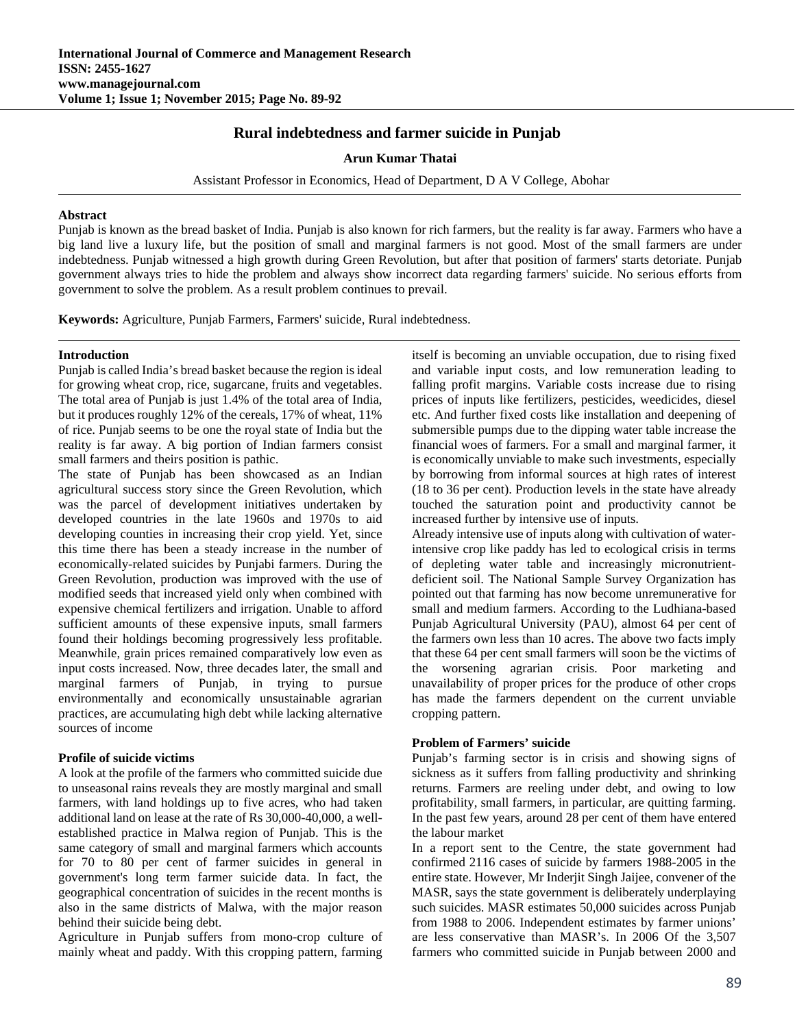# Rural indebtedness and farmer suicide in Punjab

**Arun Kumar Thatai**

Assistant Professor in Economics, Head of Department, D A V College, Abohar

## Abstract

Punjab is known as the bread basket of India. Punjab is also known for rich farmers, but the reality is far away. Farmers who have a big land live a luxury life, but the position of small and marginal farmers is not good. Most of the small farmers are under indebtedness. Punjab witnessed a high growth during Green Revolution, but after that position of farmers' starts detoriate. Punjab government always tries to hide the problem and always show incorrect data regarding farmers' suicide. No serious efforts from government to solve the problem. As a result problem continues to prevail.

**Keywords:** Agriculture, Punjab Farmers, Farmers' suicide, Rural indebtedness.

## Introduction

Punjab is called India's bread basket because the region is ideal for growing wheat crop, rice, sugarcane, fruits and vegetables. The total area of Punjab is just 1.4% of the total area of India, but it produces roughly 12% of the cereals, 17% of wheat, 11% of rice. Punjab seems to be one the royal state of India but the reality is far away. A big portion of Indian farmers consist small farmers and theirs position is pathic.

The state of Punjab has been showcased as an Indian agricultural success story since the Green Revolution, which was the parcel of development initiatives undertaken by developed countries in the late 1960s and 1970s to aid developing counties in increasing their crop yield. Yet, since this time there has been a steady increase in the number of economically-related suicides by Punjabi farmers. During the Green Revolution, production was improved with the use of modified seeds that increased yield only when combined with expensive chemical fertilizers and irrigation. Unable to afford sufficient amounts of these expensive inputs, small farmers found their holdings becoming progressively less profitable. Meanwhile, grain prices remained comparatively low even as input costs increased. Now, three decades later, the small and marginal farmers of Punjab, in trying to pursue environmentally and economically unsustainable agrarian practices, are accumulating high debt while lacking alternative sources of income

## Profile of suicide victims

A look at the profile of the farmers who committed suicide due to unseasonal rains reveals they are mostly marginal and small farmers, with land holdings up to five acres, who had taken additional land on lease at the rate of Rs 30,000-40,000, a well-established practice in Malwa region of Punjab. This is the same category of small and marginal farmers which accounts for 70 to 80 per cent of farmer suicides in general in government's long term farmer suicide data. In fact, the geographical concentration of suicides in the recent months is also in the same districts of Malwa, with the major reason behind their suicide being debt.

Agriculture in Punjab suffers from mono-crop culture of mainly wheat and paddy. With this cropping pattern, farming itself is becoming an unviable occupation, due to rising fixed and variable input costs, and low remuneration leading to falling profit margins. Variable costs increase due to rising prices of inputs like fertilizers, pesticides, weedicides, diesel etc. And further fixed costs like installation and deepening of submersible pumps due to the dipping water table increase the financial woes of farmers. For a small and marginal farmer, it is economically unviable to make such investments, especially by borrowing from informal sources at high rates of interest (18 to 36 per cent). Production levels in the state have already touched the saturation point and productivity cannot be increased further by intensive use of inputs.

Already intensive use of inputs along with cultivation of water-intensive crop like paddy has led to ecological crisis in terms of depleting water table and increasingly micronutrient-deficient soil. The National Sample Survey Organization has pointed out that farming has now become unremunerative for small and medium farmers. According to the Ludhiana-based Punjab Agricultural University (PAU), almost 64 per cent of the farmers own less than 10 acres. The above two facts imply that these 64 per cent small farmers will soon be the victims of the worsening agrarian crisis. Poor marketing and unavailability of proper prices for the produce of other crops has made the farmers dependent on the current unviable cropping pattern.

## Problem of Farmers' suicide

Punjab's farming sector is in crisis and showing signs of sickness as it suffers from falling productivity and shrinking returns. Farmers are reeling under debt, and owing to low profitability, small farmers, in particular, are quitting farming. In the past few years, around 28 per cent of them have entered the labour market

In a report sent to the Centre, the state government had confirmed 2116 cases of suicide by farmers 1988-2005 in the entire state. However, Mr Inderjit Singh Jaijee, convener of the MASR, says the state government is deliberately underplaying such suicides. MASR estimates 50,000 suicides across Punjab from 1988 to 2006. Independent estimates by farmer unions' are less conservative than MASR's. In 2006 Of the 3,507 farmers who committed suicide in Punjab between 2000 and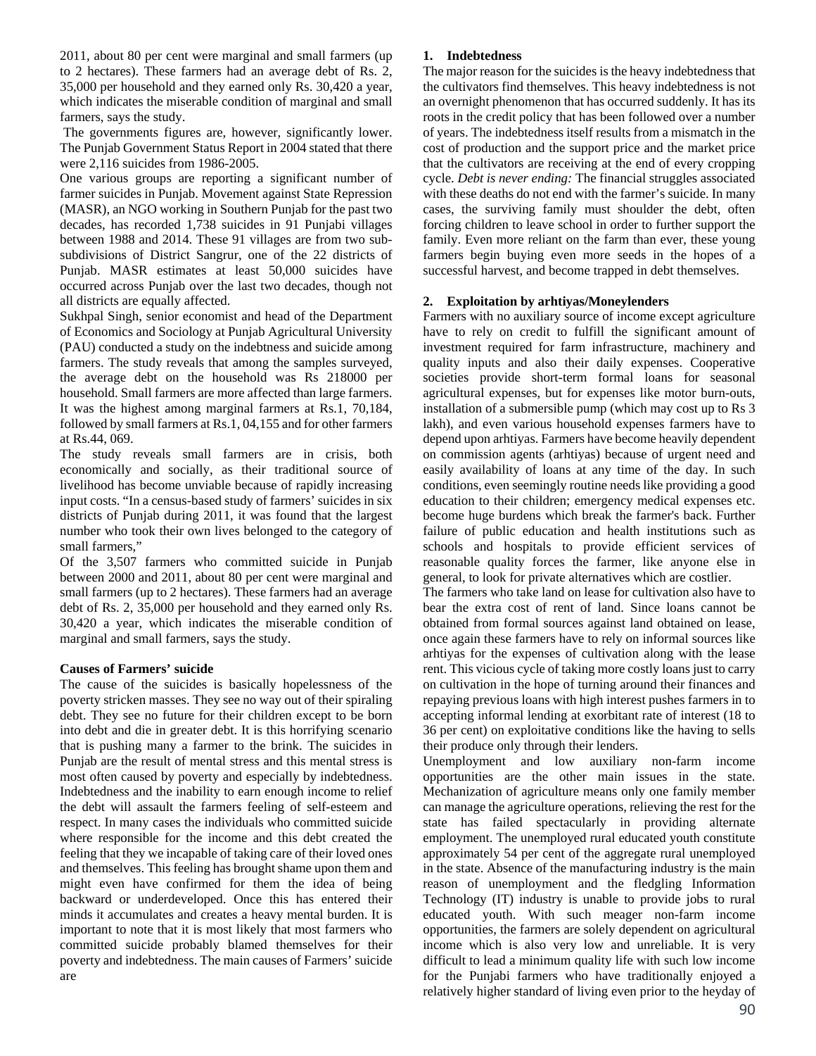2011, about 80 per cent were marginal and small farmers (up to 2 hectares). These farmers had an average debt of Rs. 2, 35,000 per household and they earned only Rs. 30,420 a year, which indicates the miserable condition of marginal and small farmers, says the study.

The governments figures are, however, significantly lower. The Punjab Government Status Report in 2004 stated that there were 2,116 suicides from 1986-2005.

One various groups are reporting a significant number of farmer suicides in Punjab. Movement against State Repression (MASR), an NGO working in Southern Punjab for the past two decades, has recorded 1,738 suicides in 91 Punjabi villages between 1988 and 2014. These 91 villages are from two sub-subdivisions of District Sangrur, one of the 22 districts of Punjab. MASR estimates at least 50,000 suicides have occurred across Punjab over the last two decades, though not all districts are equally affected.

Sukhpal Singh, senior economist and head of the Department of Economics and Sociology at Punjab Agricultural University (PAU) conducted a study on the indebtness and suicide among farmers. The study reveals that among the samples surveyed, the average debt on the household was Rs 218000 per household. Small farmers are more affected than large farmers. It was the highest among marginal farmers at Rs.1, 70,184, followed by small farmers at Rs.1, 04,155 and for other farmers at Rs.44, 069.

The study reveals small farmers are in crisis, both economically and socially, as their traditional source of livelihood has become unviable because of rapidly increasing input costs. "In a census-based study of farmers' suicides in six districts of Punjab during 2011, it was found that the largest number who took their own lives belonged to the category of small farmers,"

Of the 3,507 farmers who committed suicide in Punjab between 2000 and 2011, about 80 per cent were marginal and small farmers (up to 2 hectares). These farmers had an average debt of Rs. 2, 35,000 per household and they earned only Rs. 30,420 a year, which indicates the miserable condition of marginal and small farmers, says the study.

**Causes of Farmers' suicide**

The cause of the suicides is basically hopelessness of the poverty stricken masses. They see no way out of their spiraling debt. They see no future for their children except to be born into debt and die in greater debt. It is this horrifying scenario that is pushing many a farmer to the brink. The suicides in Punjab are the result of mental stress and this mental stress is most often caused by poverty and especially by indebtedness. Indebtedness and the inability to earn enough income to relief the debt will assault the farmers feeling of self-esteem and respect. In many cases the individuals who committed suicide where responsible for the income and this debt created the feeling that they we incapable of taking care of their loved ones and themselves. This feeling has brought shame upon them and might even have confirmed for them the idea of being backward or underdeveloped. Once this has entered their minds it accumulates and creates a heavy mental burden. It is important to note that it is most likely that most farmers who committed suicide probably blamed themselves for their poverty and indebtedness. The main causes of Farmers' suicide are

**1. Indebtedness**

The major reason for the suicides is the heavy indebtedness that the cultivators find themselves. This heavy indebtedness is not an overnight phenomenon that has occurred suddenly. It has its roots in the credit policy that has been followed over a number of years. The indebtedness itself results from a mismatch in the cost of production and the support price and the market price that the cultivators are receiving at the end of every cropping cycle. *Debt is never ending:* The financial struggles associated with these deaths do not end with the farmer's suicide. In many cases, the surviving family must shoulder the debt, often forcing children to leave school in order to further support the family. Even more reliant on the farm than ever, these young farmers begin buying even more seeds in the hopes of a successful harvest, and become trapped in debt themselves.

**2. Exploitation by arhtiyas/Moneylenders**

Farmers with no auxiliary source of income except agriculture have to rely on credit to fulfill the significant amount of investment required for farm infrastructure, machinery and quality inputs and also their daily expenses. Cooperative societies provide short-term formal loans for seasonal agricultural expenses, but for expenses like motor burn-outs, installation of a submersible pump (which may cost up to Rs 3 lakh), and even various household expenses farmers have to depend upon arhtiyas. Farmers have become heavily dependent on commission agents (arhtiyas) because of urgent need and easily availability of loans at any time of the day. In such conditions, even seemingly routine needs like providing a good education to their children; emergency medical expenses etc. become huge burdens which break the farmer's back. Further failure of public education and health institutions such as schools and hospitals to provide efficient services of reasonable quality forces the farmer, like anyone else in general, to look for private alternatives which are costlier.

The farmers who take land on lease for cultivation also have to bear the extra cost of rent of land. Since loans cannot be obtained from formal sources against land obtained on lease, once again these farmers have to rely on informal sources like arhtiyas for the expenses of cultivation along with the lease rent. This vicious cycle of taking more costly loans just to carry on cultivation in the hope of turning around their finances and repaying previous loans with high interest pushes farmers in to accepting informal lending at exorbitant rate of interest (18 to 36 per cent) on exploitative conditions like the having to sells their produce only through their lenders.

Unemployment and low auxiliary non-farm income opportunities are the other main issues in the state. Mechanization of agriculture means only one family member can manage the agriculture operations, relieving the rest for the state has failed spectacularly in providing alternate employment. The unemployed rural educated youth constitute approximately 54 per cent of the aggregate rural unemployed in the state. Absence of the manufacturing industry is the main reason of unemployment and the fledgling Information Technology (IT) industry is unable to provide jobs to rural educated youth. With such meager non-farm income opportunities, the farmers are solely dependent on agricultural income which is also very low and unreliable. It is very difficult to lead a minimum quality life with such low income for the Punjabi farmers who have traditionally enjoyed a relatively higher standard of living even prior to the heyday of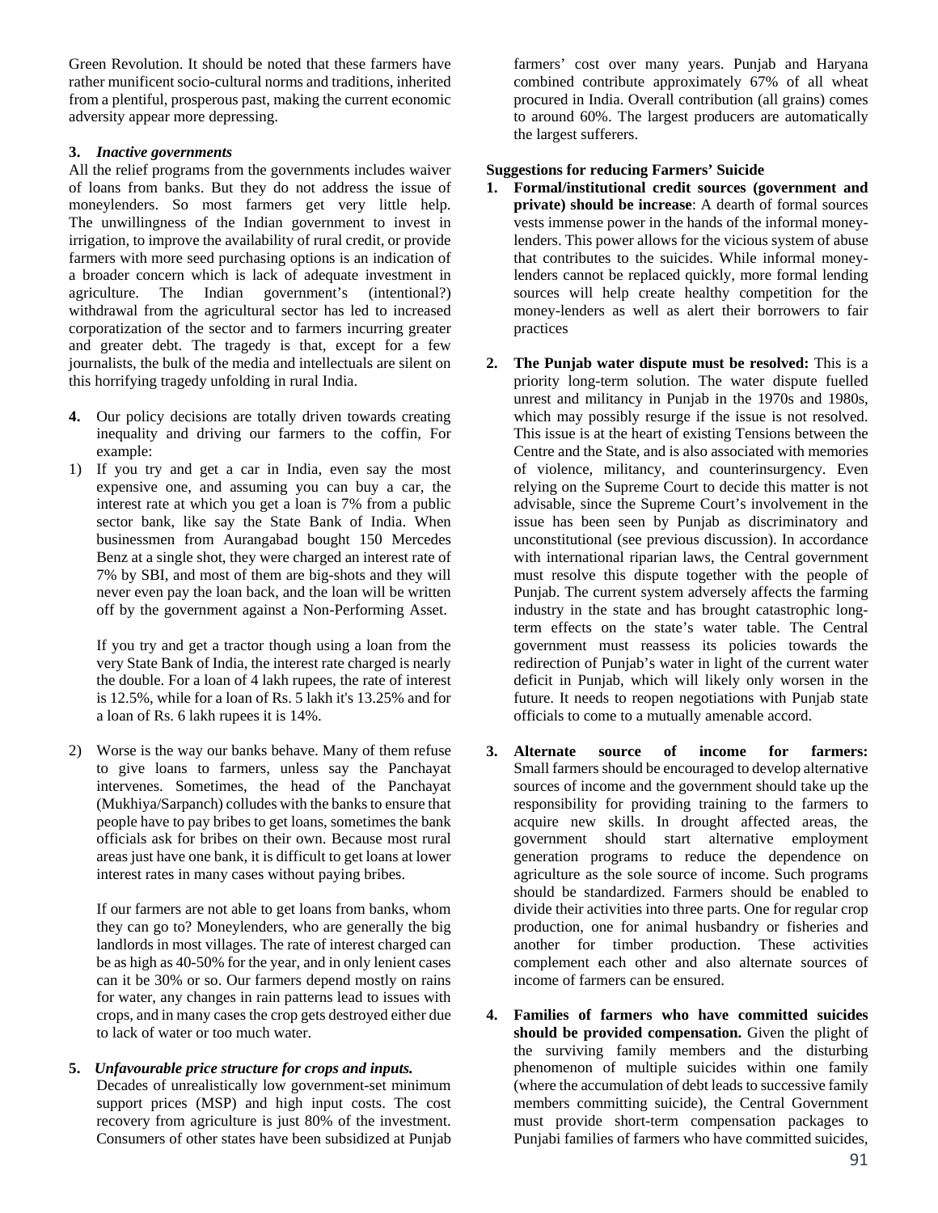Green Revolution. It should be noted that these farmers have rather munificent socio-cultural norms and traditions, inherited from a plentiful, prosperous past, making the current economic adversity appear more depressing.

**3.** ***Inactive governments***

All the relief programs from the governments includes waiver of loans from banks. But they do not address the issue of moneylenders. So most farmers get very little help. The unwillingness of the Indian government to invest in irrigation, to improve the availability of rural credit, or provide farmers with more seed purchasing options is an indication of a broader concern which is lack of adequate investment in agriculture. The Indian government's (intentional?) withdrawal from the agricultural sector has led to increased corporatization of the sector and to farmers incurring greater and greater debt. The tragedy is that, except for a few journalists, the bulk of the media and intellectuals are silent on this horrifying tragedy unfolding in rural India.

**4.** Our policy decisions are totally driven towards creating inequality and driving our farmers to the coffin, For example:

1) If you try and get a car in India, even say the most expensive one, and assuming you can buy a car, the interest rate at which you get a loan is 7% from a public sector bank, like say the State Bank of India. When businessmen from Aurangabad bought 150 Mercedes Benz at a single shot, they were charged an interest rate of 7% by SBI, and most of them are big-shots and they will never even pay the loan back, and the loan will be written off by the government against a Non-Performing Asset.

   If you try and get a tractor though using a loan from the very State Bank of India, the interest rate charged is nearly the double. For a loan of 4 lakh rupees, the rate of interest is 12.5%, while for a loan of Rs. 5 lakh it's 13.25% and for a loan of Rs. 6 lakh rupees it is 14%.

2) Worse is the way our banks behave. Many of them refuse to give loans to farmers, unless say the Panchayat intervenes. Sometimes, the head of the Panchayat (Mukhiya/Sarpanch) colludes with the banks to ensure that people have to pay bribes to get loans, sometimes the bank officials ask for bribes on their own. Because most rural areas just have one bank, it is difficult to get loans at lower interest rates in many cases without paying bribes.

   If our farmers are not able to get loans from banks, whom they can go to? Moneylenders, who are generally the big landlords in most villages. The rate of interest charged can be as high as 40-50% for the year, and in only lenient cases can it be 30% or so. Our farmers depend mostly on rains for water, any changes in rain patterns lead to issues with crops, and in many cases the crop gets destroyed either due to lack of water or too much water.

**5.** ***Unfavourable price structure for crops and inputs.***

Decades of unrealistically low government-set minimum support prices (MSP) and high input costs. The cost recovery from agriculture is just 80% of the investment. Consumers of other states have been subsidized at Punjab farmers' cost over many years. Punjab and Haryana combined contribute approximately 67% of all wheat procured in India. Overall contribution (all grains) comes to around 60%. The largest producers are automatically the largest sufferers.

**Suggestions for reducing Farmers' Suicide**

1. **Formal/institutional credit sources (government and private) should be increase**: A dearth of formal sources vests immense power in the hands of the informal money-lenders. This power allows for the vicious system of abuse that contributes to the suicides. While informal money-lenders cannot be replaced quickly, more formal lending sources will help create healthy competition for the money-lenders as well as alert their borrowers to fair practices

2. **The Punjab water dispute must be resolved:** This is a priority long-term solution. The water dispute fuelled unrest and militancy in Punjab in the 1970s and 1980s, which may possibly resurge if the issue is not resolved. This issue is at the heart of existing Tensions between the Centre and the State, and is also associated with memories of violence, militancy, and counterinsurgency. Even relying on the Supreme Court to decide this matter is not advisable, since the Supreme Court's involvement in the issue has been seen by Punjab as discriminatory and unconstitutional (see previous discussion). In accordance with international riparian laws, the Central government must resolve this dispute together with the people of Punjab. The current system adversely affects the farming industry in the state and has brought catastrophic long-term effects on the state's water table. The Central government must reassess its policies towards the redirection of Punjab's water in light of the current water deficit in Punjab, which will likely only worsen in the future. It needs to reopen negotiations with Punjab state officials to come to a mutually amenable accord.

3. **Alternate source of income for farmers:** Small farmers should be encouraged to develop alternative sources of income and the government should take up the responsibility for providing training to the farmers to acquire new skills. In drought affected areas, the government should start alternative employment generation programs to reduce the dependence on agriculture as the sole source of income. Such programs should be standardized. Farmers should be enabled to divide their activities into three parts. One for regular crop production, one for animal husbandry or fisheries and another for timber production. These activities complement each other and also alternate sources of income of farmers can be ensured.

4. **Families of farmers who have committed suicides should be provided compensation.** Given the plight of the surviving family members and the disturbing phenomenon of multiple suicides within one family (where the accumulation of debt leads to successive family members committing suicide), the Central Government must provide short-term compensation packages to Punjabi families of farmers who have committed suicides,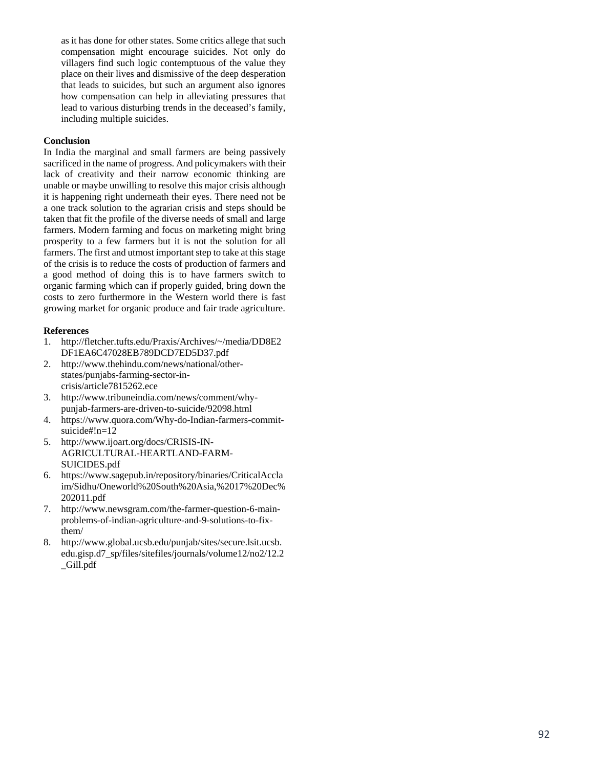as it has done for other states. Some critics allege that such compensation might encourage suicides. Not only do villagers find such logic contemptuous of the value they place on their lives and dismissive of the deep desperation that leads to suicides, but such an argument also ignores how compensation can help in alleviating pressures that lead to various disturbing trends in the deceased's family, including multiple suicides.

## Conclusion

In India the marginal and small farmers are being passively sacrificed in the name of progress. And policymakers with their lack of creativity and their narrow economic thinking are unable or maybe unwilling to resolve this major crisis although it is happening right underneath their eyes. There need not be a one track solution to the agrarian crisis and steps should be taken that fit the profile of the diverse needs of small and large farmers. Modern farming and focus on marketing might bring prosperity to a few farmers but it is not the solution for all farmers. The first and utmost important step to take at this stage of the crisis is to reduce the costs of production of farmers and a good method of doing this is to have farmers switch to organic farming which can if properly guided, bring down the costs to zero furthermore in the Western world there is fast growing market for organic produce and fair trade agriculture.

## References

1. http://fletcher.tufts.edu/Praxis/Archives/~/media/DD8E2DF1EA6C47028EB789DCD7ED5D37.pdf
2. http://www.thehindu.com/news/national/other-states/punjabs-farming-sector-in-crisis/article7815262.ece
3. http://www.tribuneindia.com/news/comment/why-punjab-farmers-are-driven-to-suicide/92098.html
4. https://www.quora.com/Why-do-Indian-farmers-commit-suicide#!n=12
5. http://www.ijoart.org/docs/CRISIS-IN-AGRICULTURAL-HEARTLAND-FARM-SUICIDES.pdf
6. https://www.sagepub.in/repository/binaries/CriticalAcclaim/Sidhu/Oneworld%20South%20Asia,%2017%20Dec%202011.pdf
7. http://www.newsgram.com/the-farmer-question-6-main-problems-of-indian-agriculture-and-9-solutions-to-fix-them/
8. http://www.global.ucsb.edu/punjab/sites/secure.lsit.ucsb.edu.gisp.d7_sp/files/sitefiles/journals/volume12/no2/12.2_Gill.pdf